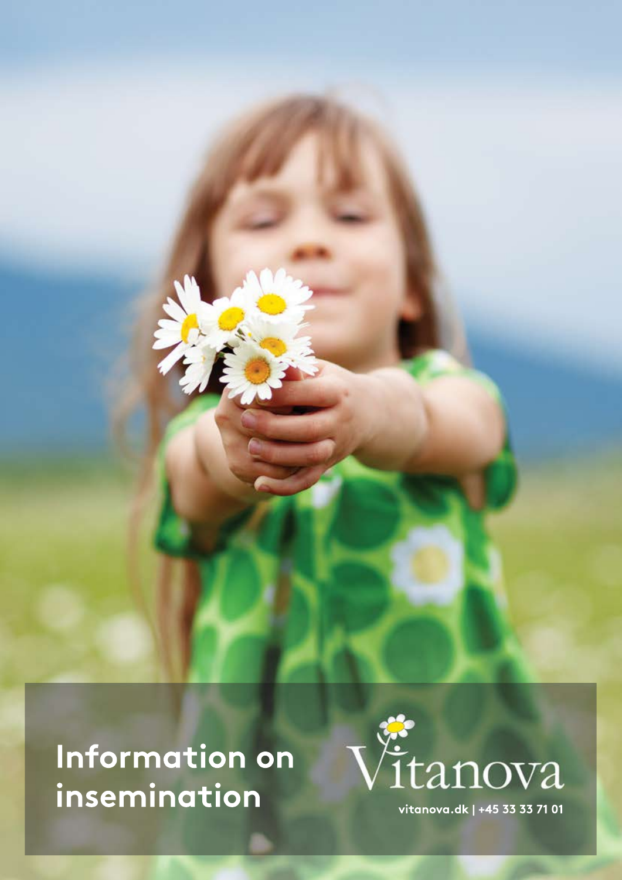# Information on insemination

Vitanova

vitanova.dk | +45 33 33 71 01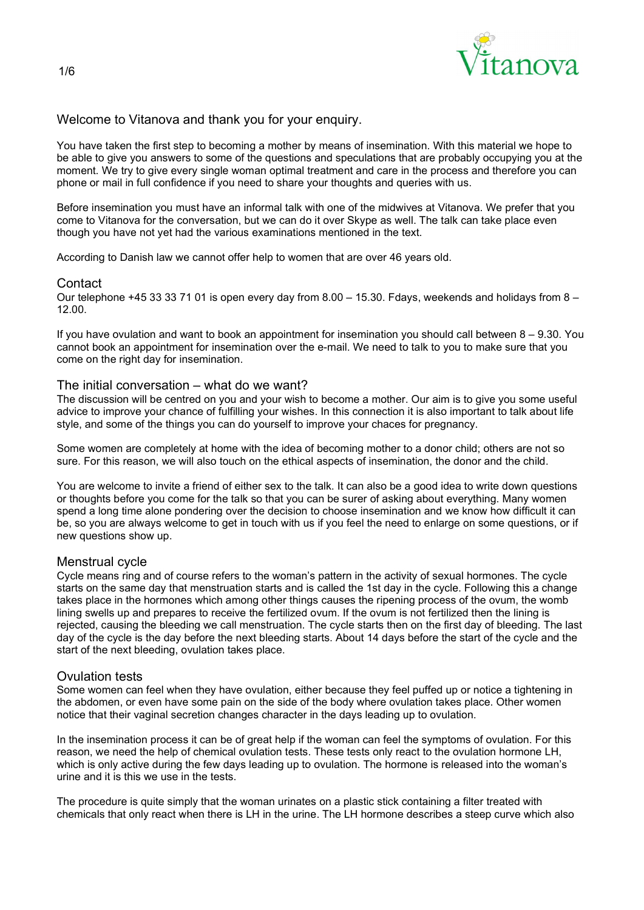Welcome to Vitanova and thank you for your enquiry.

You have taken the first step to becoming a mother by means of insemination. With this material we hope to be able to give you answers to some of the questions and speculations that are probably occupying you at the moment. We try to give every single woman optimal treatment and care in the process and therefore you can phone or mail in full confidence if you need to share your thoughts and queries with us.

Before insemination you must have an informal talk with one of the midwives at Vitanova. We prefer that you come to Vitanova for the conversation, but we can do it over Skype as well. The talk can take place even though you have not yet had the various examinations mentioned in the text.

According to Danish law we cannot offer help to women that are over 46 years old.

## Contact

Our telephone +45 33 33 71 01 is open every day from 8.00 – 15.30. Fdays, weekends and holidays from 8 – 12.00.

If you have ovulation and want to book an appointment for insemination you should call between 8 – 9.30. You cannot book an appointment for insemination over the e-mail. We need to talk to you to make sure that you come on the right day for insemination.

## The initial conversation – what do we want?

The discussion will be centred on you and your wish to become a mother. Our aim is to give you some useful advice to improve your chance of fulfilling your wishes. In this connection it is also important to talk about life style, and some of the things you can do yourself to improve your chaces for pregnancy.

Some women are completely at home with the idea of becoming mother to a donor child; others are not so sure. For this reason, we will also touch on the ethical aspects of insemination, the donor and the child.

You are welcome to invite a friend of either sex to the talk. It can also be a good idea to write down questions or thoughts before you come for the talk so that you can be surer of asking about everything. Many women spend a long time alone pondering over the decision to choose insemination and we know how difficult it can be, so you are always welcome to get in touch with us if you feel the need to enlarge on some questions, or if new questions show up.

## Menstrual cycle

Cycle means ring and of course refers to the woman's pattern in the activity of sexual hormones. The cycle starts on the same day that menstruation starts and is called the 1st day in the cycle. Following this a change takes place in the hormones which among other things causes the ripening process of the ovum, the womb lining swells up and prepares to receive the fertilized ovum. If the ovum is not fertilized then the lining is rejected, causing the bleeding we call menstruation. The cycle starts then on the first day of bleeding. The last day of the cycle is the day before the next bleeding starts. About 14 days before the start of the cycle and the start of the next bleeding, ovulation takes place.

## Ovulation tests

Some women can feel when they have ovulation, either because they feel puffed up or notice a tightening in the abdomen, or even have some pain on the side of the body where ovulation takes place. Other women notice that their vaginal secretion changes character in the days leading up to ovulation.

In the insemination process it can be of great help if the woman can feel the symptoms of ovulation. For this reason, we need the help of chemical ovulation tests. These tests only react to the ovulation hormone LH, which is only active during the few days leading up to ovulation. The hormone is released into the woman's urine and it is this we use in the tests.

The procedure is quite simply that the woman urinates on a plastic stick containing a filter treated with chemicals that only react when there is LH in the urine. The LH hormone describes a steep curve which also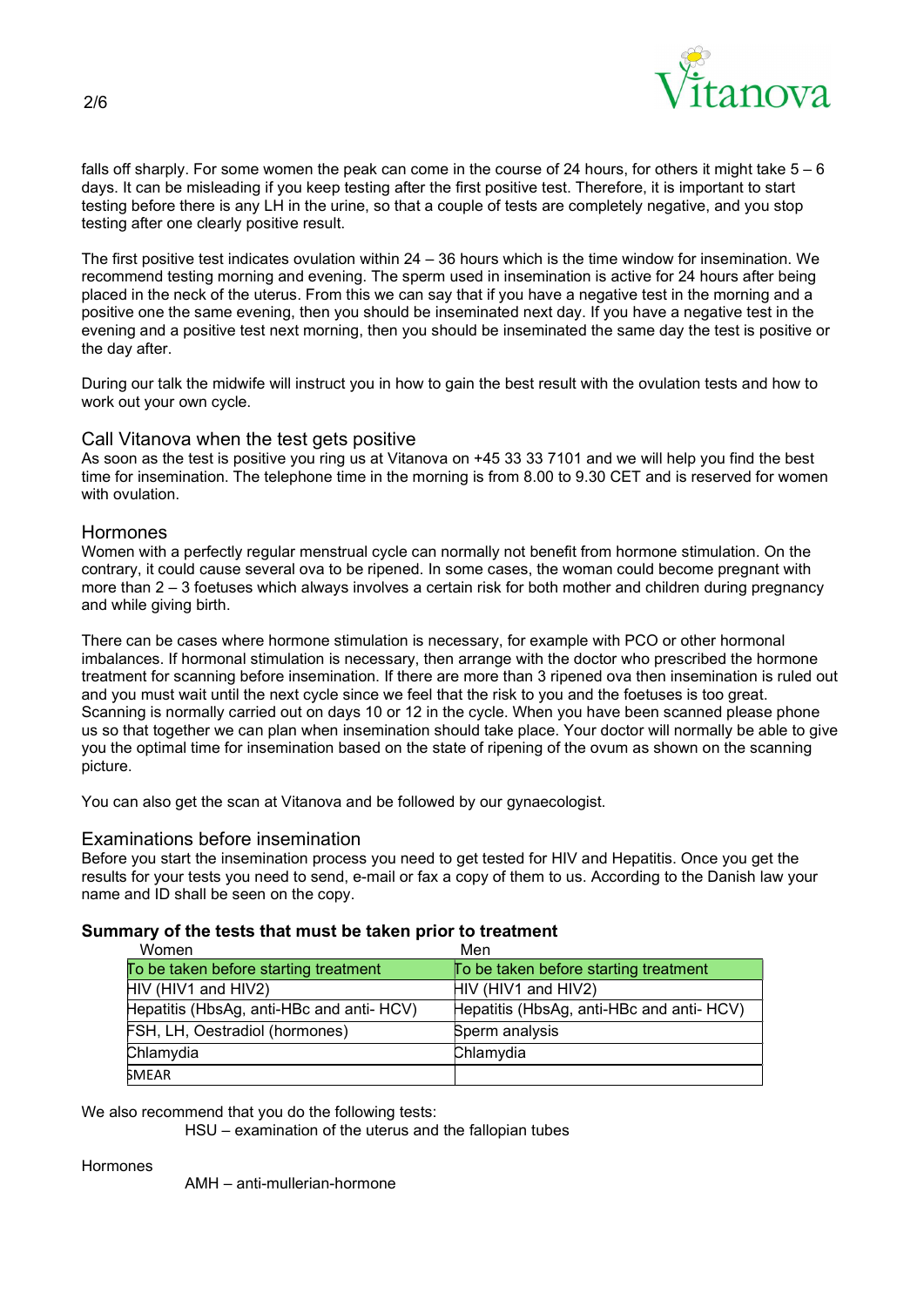falls off sharply. For some women the peak can come in the course of 24 hours, for others it might take 5 – 6 days. It can be misleading if you keep testing after the first positive test. Therefore, it is important to start testing before there is any LH in the urine, so that a couple of tests are completely negative, and you stop testing after one clearly positive result.

The first positive test indicates ovulation within 24 – 36 hours which is the time window for insemination. We recommend testing morning and evening. The sperm used in insemination is active for 24 hours after being placed in the neck of the uterus. From this we can say that if you have a negative test in the morning and a positive one the same evening, then you should be inseminated next day. If you have a negative test in the evening and a positive test next morning, then you should be inseminated the same day the test is positive or the day after.

During our talk the midwife will instruct you in how to gain the best result with the ovulation tests and how to work out your own cycle.

## Call Vitanova when the test gets positive

As soon as the test is positive you ring us at Vitanova on +45 33 33 7101 and we will help you find the best time for insemination. The telephone time in the morning is from 8.00 to 9.30 CET and is reserved for women with ovulation.

## Hormones

Women with a perfectly regular menstrual cycle can normally not benefit from hormone stimulation. On the contrary, it could cause several ova to be ripened. In some cases, the woman could become pregnant with more than 2 – 3 foetuses which always involves a certain risk for both mother and children during pregnancy and while giving birth.

There can be cases where hormone stimulation is necessary, for example with PCO or other hormonal imbalances. If hormonal stimulation is necessary, then arrange with the doctor who prescribed the hormone treatment for scanning before insemination. If there are more than 3 ripened ova then insemination is ruled out and you must wait until the next cycle since we feel that the risk to you and the foetuses is too great. Scanning is normally carried out on days 10 or 12 in the cycle. When you have been scanned please phone us so that together we can plan when insemination should take place. Your doctor will normally be able to give you the optimal time for insemination based on the state of ripening of the ovum as shown on the scanning picture.

You can also get the scan at Vitanova and be followed by our gynaecologist.

## Examinations before insemination

Before you start the insemination process you need to get tested for HIV and Hepatitis. Once you get the results for your tests you need to send, e-mail or fax a copy of them to us. According to the Danish law your name and ID shall be seen on the copy.

**Summary of the tests that must be taken prior to treatment**

| Women | Men |
|---|---|
| To be taken before starting treatment | To be taken before starting treatment |
| HIV (HIV1 and HIV2) | HIV (HIV1 and HIV2) |
| Hepatitis (HbsAg, anti-HBc and anti- HCV) | Hepatitis (HbsAg, anti-HBc and anti- HCV) |
| FSH, LH, Oestradiol (hormones) | Sperm analysis |
| Chlamydia | Chlamydia |
| SMEAR | |

We also recommend that you do the following tests:

HSU – examination of the uterus and the fallopian tubes

Hormones

AMH – anti-mullerian-hormone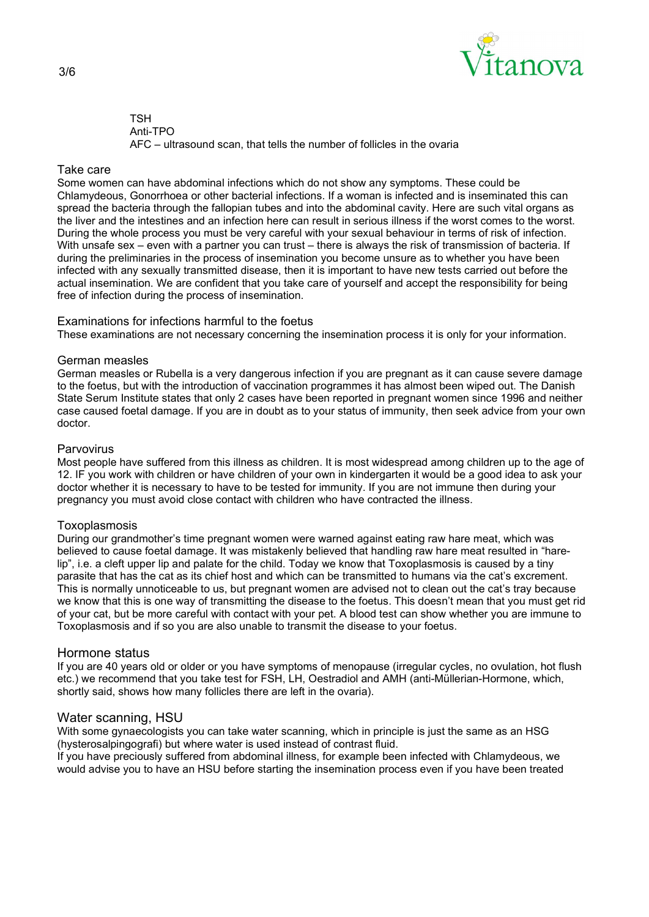TSH
Anti-TPO
AFC – ultrasound scan, that tells the number of follicles in the ovaria

## Take care

Some women can have abdominal infections which do not show any symptoms. These could be Chlamydeous, Gonorrhoea or other bacterial infections. If a woman is infected and is inseminated this can spread the bacteria through the fallopian tubes and into the abdominal cavity. Here are such vital organs as the liver and the intestines and an infection here can result in serious illness if the worst comes to the worst. During the whole process you must be very careful with your sexual behaviour in terms of risk of infection. With unsafe sex – even with a partner you can trust – there is always the risk of transmission of bacteria. If during the preliminaries in the process of insemination you become unsure as to whether you have been infected with any sexually transmitted disease, then it is important to have new tests carried out before the actual insemination. We are confident that you take care of yourself and accept the responsibility for being free of infection during the process of insemination.

## Examinations for infections harmful to the foetus

These examinations are not necessary concerning the insemination process it is only for your information.

## German measles

German measles or Rubella is a very dangerous infection if you are pregnant as it can cause severe damage to the foetus, but with the introduction of vaccination programmes it has almost been wiped out. The Danish State Serum Institute states that only 2 cases have been reported in pregnant women since 1996 and neither case caused foetal damage. If you are in doubt as to your status of immunity, then seek advice from your own doctor.

## Parvovirus

Most people have suffered from this illness as children. It is most widespread among children up to the age of 12. IF you work with children or have children of your own in kindergarten it would be a good idea to ask your doctor whether it is necessary to have to be tested for immunity. If you are not immune then during your pregnancy you must avoid close contact with children who have contracted the illness.

## Toxoplasmosis

During our grandmother's time pregnant women were warned against eating raw hare meat, which was believed to cause foetal damage. It was mistakenly believed that handling raw hare meat resulted in "hare-lip", i.e. a cleft upper lip and palate for the child. Today we know that Toxoplasmosis is caused by a tiny parasite that has the cat as its chief host and which can be transmitted to humans via the cat's excrement. This is normally unnoticeable to us, but pregnant women are advised not to clean out the cat's tray because we know that this is one way of transmitting the disease to the foetus. This doesn't mean that you must get rid of your cat, but be more careful with contact with your pet. A blood test can show whether you are immune to Toxoplasmosis and if so you are also unable to transmit the disease to your foetus.

## Hormone status

If you are 40 years old or older or you have symptoms of menopause (irregular cycles, no ovulation, hot flush etc.) we recommend that you take test for FSH, LH, Oestradiol and AMH (anti-Müllerian-Hormone, which, shortly said, shows how many follicles there are left in the ovaria).

## Water scanning, HSU

With some gynaecologists you can take water scanning, which in principle is just the same as an HSG (hysterosalpingografi) but where water is used instead of contrast fluid.
If you have preciously suffered from abdominal illness, for example been infected with Chlamydeous, we would advise you to have an HSU before starting the insemination process even if you have been treated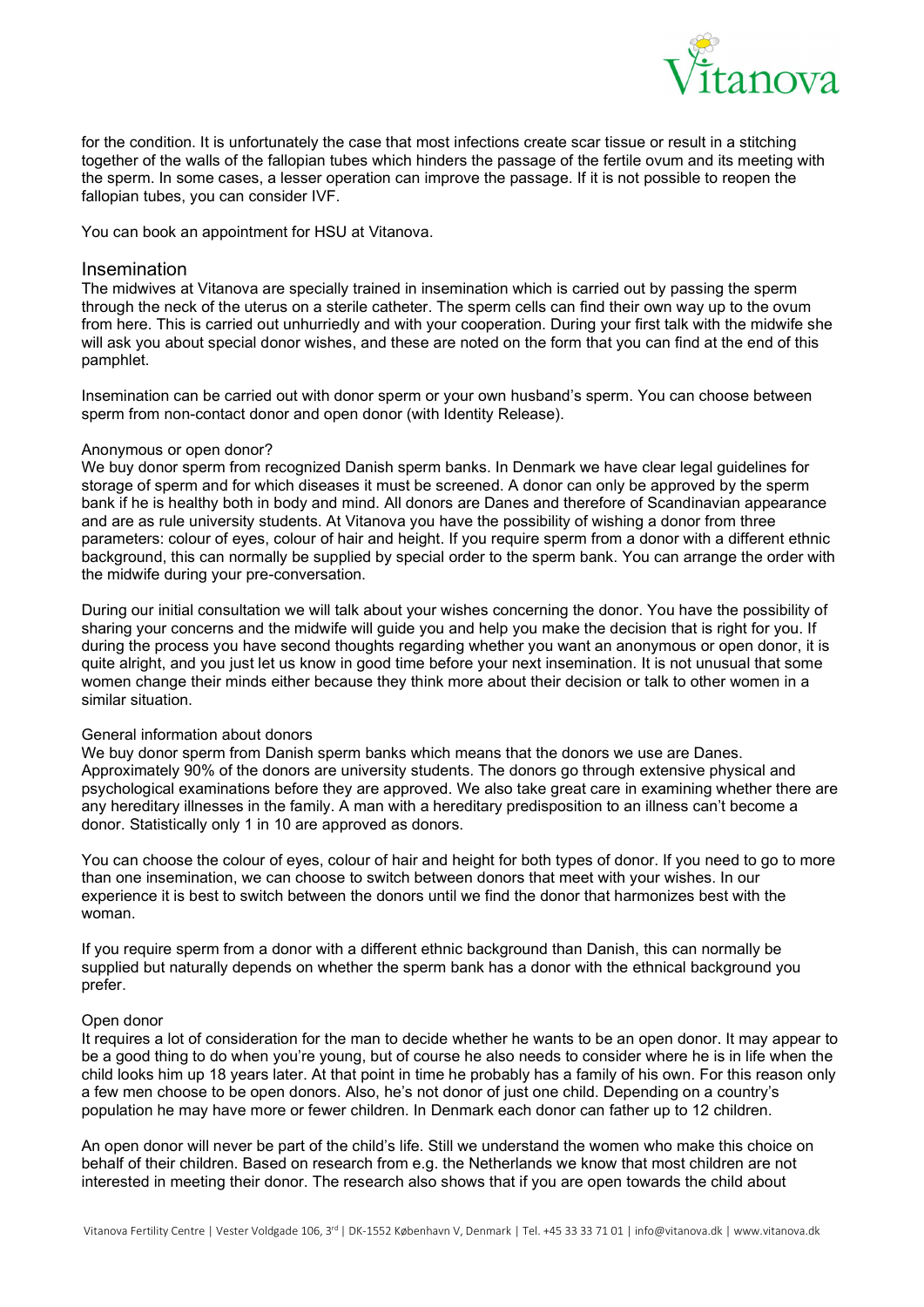for the condition. It is unfortunately the case that most infections create scar tissue or result in a stitching together of the walls of the fallopian tubes which hinders the passage of the fertile ovum and its meeting with the sperm. In some cases, a lesser operation can improve the passage. If it is not possible to reopen the fallopian tubes, you can consider IVF.

You can book an appointment for HSU at Vitanova.

## Insemination

The midwives at Vitanova are specially trained in insemination which is carried out by passing the sperm through the neck of the uterus on a sterile catheter. The sperm cells can find their own way up to the ovum from here. This is carried out unhurriedly and with your cooperation. During your first talk with the midwife she will ask you about special donor wishes, and these are noted on the form that you can find at the end of this pamphlet.

Insemination can be carried out with donor sperm or your own husband's sperm. You can choose between sperm from non-contact donor and open donor (with Identity Release).

### Anonymous or open donor?

We buy donor sperm from recognized Danish sperm banks. In Denmark we have clear legal guidelines for storage of sperm and for which diseases it must be screened. A donor can only be approved by the sperm bank if he is healthy both in body and mind. All donors are Danes and therefore of Scandinavian appearance and are as rule university students. At Vitanova you have the possibility of wishing a donor from three parameters: colour of eyes, colour of hair and height. If you require sperm from a donor with a different ethnic background, this can normally be supplied by special order to the sperm bank. You can arrange the order with the midwife during your pre-conversation.

During our initial consultation we will talk about your wishes concerning the donor. You have the possibility of sharing your concerns and the midwife will guide you and help you make the decision that is right for you. If during the process you have second thoughts regarding whether you want an anonymous or open donor, it is quite alright, and you just let us know in good time before your next insemination. It is not unusual that some women change their minds either because they think more about their decision or talk to other women in a similar situation.

### General information about donors

We buy donor sperm from Danish sperm banks which means that the donors we use are Danes. Approximately 90% of the donors are university students. The donors go through extensive physical and psychological examinations before they are approved. We also take great care in examining whether there are any hereditary illnesses in the family. A man with a hereditary predisposition to an illness can't become a donor. Statistically only 1 in 10 are approved as donors.

You can choose the colour of eyes, colour of hair and height for both types of donor. If you need to go to more than one insemination, we can choose to switch between donors that meet with your wishes. In our experience it is best to switch between the donors until we find the donor that harmonizes best with the woman.

If you require sperm from a donor with a different ethnic background than Danish, this can normally be supplied but naturally depends on whether the sperm bank has a donor with the ethnical background you prefer.

### Open donor

It requires a lot of consideration for the man to decide whether he wants to be an open donor. It may appear to be a good thing to do when you're young, but of course he also needs to consider where he is in life when the child looks him up 18 years later. At that point in time he probably has a family of his own. For this reason only a few men choose to be open donors. Also, he's not donor of just one child. Depending on a country's population he may have more or fewer children. In Denmark each donor can father up to 12 children.

An open donor will never be part of the child's life. Still we understand the women who make this choice on behalf of their children. Based on research from e.g. the Netherlands we know that most children are not interested in meeting their donor. The research also shows that if you are open towards the child about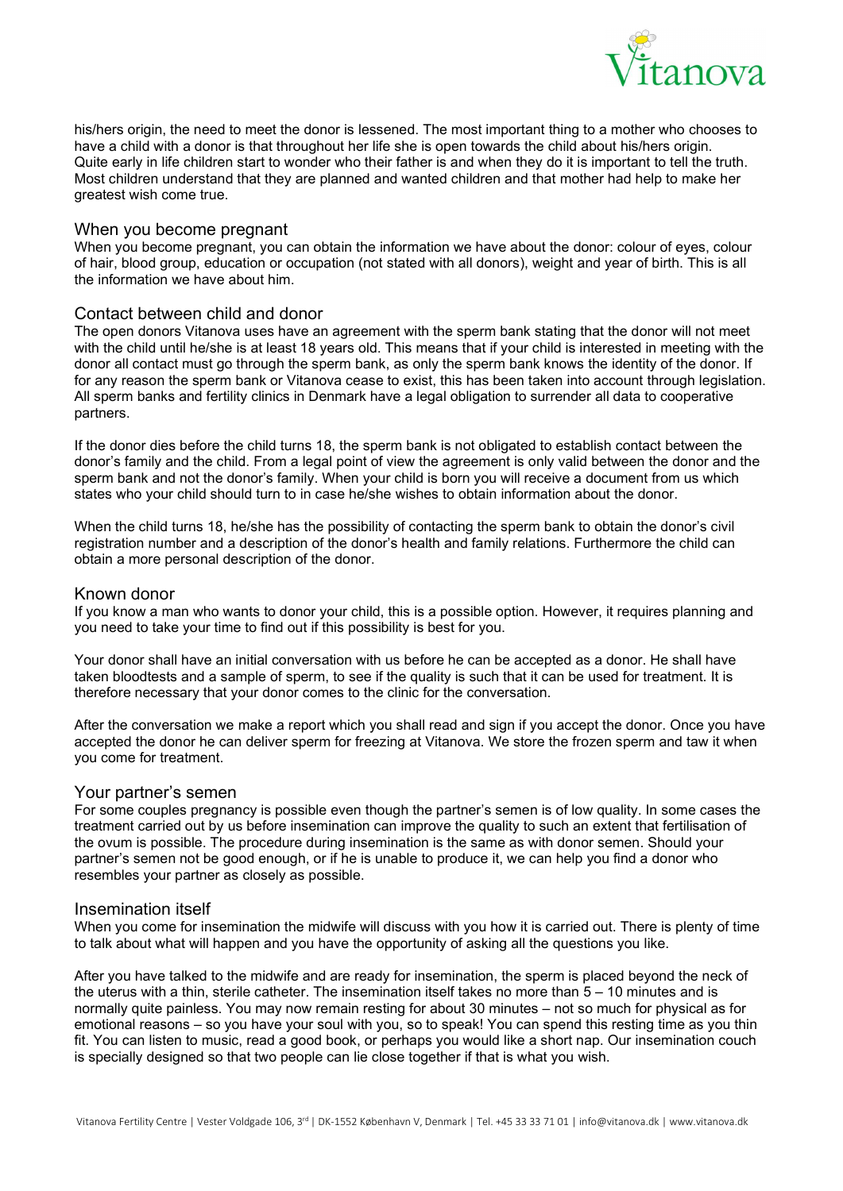his/hers origin, the need to meet the donor is lessened. The most important thing to a mother who chooses to have a child with a donor is that throughout her life she is open towards the child about his/hers origin. Quite early in life children start to wonder who their father is and when they do it is important to tell the truth. Most children understand that they are planned and wanted children and that mother had help to make her greatest wish come true.

## When you become pregnant

When you become pregnant, you can obtain the information we have about the donor: colour of eyes, colour of hair, blood group, education or occupation (not stated with all donors), weight and year of birth. This is all the information we have about him.

## Contact between child and donor

The open donors Vitanova uses have an agreement with the sperm bank stating that the donor will not meet with the child until he/she is at least 18 years old. This means that if your child is interested in meeting with the donor all contact must go through the sperm bank, as only the sperm bank knows the identity of the donor. If for any reason the sperm bank or Vitanova cease to exist, this has been taken into account through legislation. All sperm banks and fertility clinics in Denmark have a legal obligation to surrender all data to cooperative partners.

If the donor dies before the child turns 18, the sperm bank is not obligated to establish contact between the donor's family and the child. From a legal point of view the agreement is only valid between the donor and the sperm bank and not the donor's family. When your child is born you will receive a document from us which states who your child should turn to in case he/she wishes to obtain information about the donor.

When the child turns 18, he/she has the possibility of contacting the sperm bank to obtain the donor's civil registration number and a description of the donor's health and family relations. Furthermore the child can obtain a more personal description of the donor.

## Known donor

If you know a man who wants to donor your child, this is a possible option. However, it requires planning and you need to take your time to find out if this possibility is best for you.

Your donor shall have an initial conversation with us before he can be accepted as a donor. He shall have taken bloodtests and a sample of sperm, to see if the quality is such that it can be used for treatment. It is therefore necessary that your donor comes to the clinic for the conversation.

After the conversation we make a report which you shall read and sign if you accept the donor. Once you have accepted the donor he can deliver sperm for freezing at Vitanova. We store the frozen sperm and taw it when you come for treatment.

## Your partner's semen

For some couples pregnancy is possible even though the partner's semen is of low quality. In some cases the treatment carried out by us before insemination can improve the quality to such an extent that fertilisation of the ovum is possible. The procedure during insemination is the same as with donor semen. Should your partner's semen not be good enough, or if he is unable to produce it, we can help you find a donor who resembles your partner as closely as possible.

## Insemination itself

When you come for insemination the midwife will discuss with you how it is carried out. There is plenty of time to talk about what will happen and you have the opportunity of asking all the questions you like.

After you have talked to the midwife and are ready for insemination, the sperm is placed beyond the neck of the uterus with a thin, sterile catheter. The insemination itself takes no more than 5 – 10 minutes and is normally quite painless. You may now remain resting for about 30 minutes – not so much for physical as for emotional reasons – so you have your soul with you, so to speak! You can spend this resting time as you thin fit. You can listen to music, read a good book, or perhaps you would like a short nap. Our insemination couch is specially designed so that two people can lie close together if that is what you wish.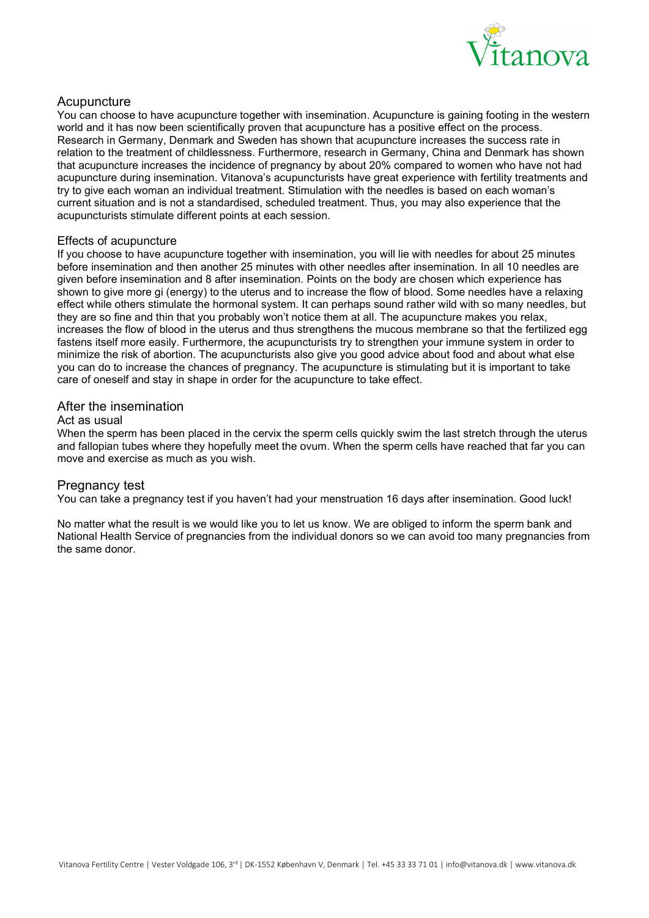## Acupuncture

You can choose to have acupuncture together with insemination. Acupuncture is gaining footing in the western world and it has now been scientifically proven that acupuncture has a positive effect on the process. Research in Germany, Denmark and Sweden has shown that acupuncture increases the success rate in relation to the treatment of childlessness. Furthermore, research in Germany, China and Denmark has shown that acupuncture increases the incidence of pregnancy by about 20% compared to women who have not had acupuncture during insemination. Vitanova's acupuncturists have great experience with fertility treatments and try to give each woman an individual treatment. Stimulation with the needles is based on each woman's current situation and is not a standardised, scheduled treatment. Thus, you may also experience that the acupuncturists stimulate different points at each session.

## Effects of acupuncture

If you choose to have acupuncture together with insemination, you will lie with needles for about 25 minutes before insemination and then another 25 minutes with other needles after insemination. In all 10 needles are given before insemination and 8 after insemination. Points on the body are chosen which experience has shown to give more gi (energy) to the uterus and to increase the flow of blood. Some needles have a relaxing effect while others stimulate the hormonal system. It can perhaps sound rather wild with so many needles, but they are so fine and thin that you probably won't notice them at all. The acupuncture makes you relax, increases the flow of blood in the uterus and thus strengthens the mucous membrane so that the fertilized egg fastens itself more easily. Furthermore, the acupuncturists try to strengthen your immune system in order to minimize the risk of abortion. The acupuncturists also give you good advice about food and about what else you can do to increase the chances of pregnancy. The acupuncture is stimulating but it is important to take care of oneself and stay in shape in order for the acupuncture to take effect.

## After the insemination

### Act as usual

When the sperm has been placed in the cervix the sperm cells quickly swim the last stretch through the uterus and fallopian tubes where they hopefully meet the ovum. When the sperm cells have reached that far you can move and exercise as much as you wish.

## Pregnancy test

You can take a pregnancy test if you haven't had your menstruation 16 days after insemination. Good luck!

No matter what the result is we would like you to let us know. We are obliged to inform the sperm bank and National Health Service of pregnancies from the individual donors so we can avoid too many pregnancies from the same donor.